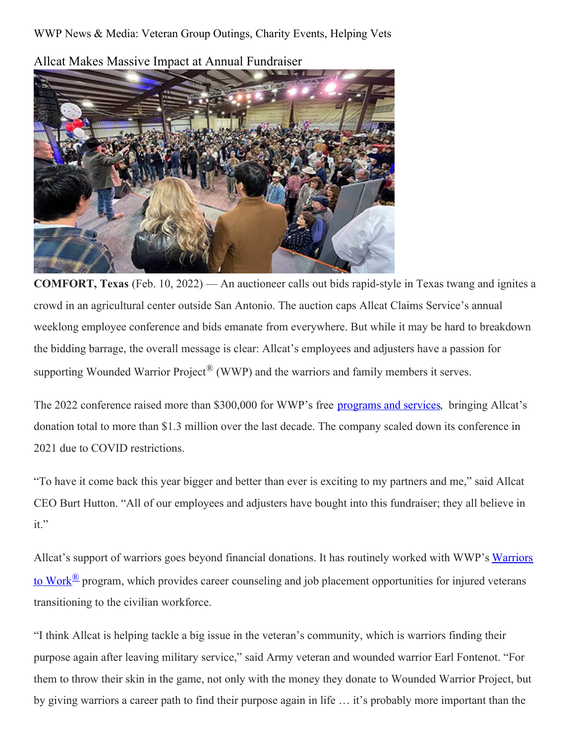WWP News & Media: Veteran Group Outings, Charity Events, Helping Vets

# Allcat Makes Massive Impact at Annual Fundraiser

**COMFORT, Texas** (Feb. 10, 2022) — An auctioneer calls out bids rapid-style in Texas twang and ignites a crowd in an agricultural center outside San Antonio. The auction caps Allcat Claims Service's annual weeklong employee conference and bids emanate from everywhere. But while it may be hard to breakdown the bidding barrage, the overall message is clear: Allcat's employees and adjusters have a passion for supporting Wounded Warrior Project® (WWP) and the warriors and family members it serves.

The 2022 conference raised more than $300,000 for WWP's free programs and services, bringing Allcat's donation total to more than $1.3 million over the last decade. The company scaled down its conference in 2021 due to COVID restrictions.

"To have it come back this year bigger and better than ever is exciting to my partners and me," said Allcat CEO Burt Hutton. "All of our employees and adjusters have bought into this fundraiser; they all believe in it."

Allcat's support of warriors goes beyond financial donations. It has routinely worked with WWP's Warriors to Work® program, which provides career counseling and job placement opportunities for injured veterans transitioning to the civilian workforce.

"I think Allcat is helping tackle a big issue in the veteran's community, which is warriors finding their purpose again after leaving military service," said Army veteran and wounded warrior Earl Fontenot. "For them to throw their skin in the game, not only with the money they donate to Wounded Warrior Project, but by giving warriors a career path to find their purpose again in life … it's probably more important than the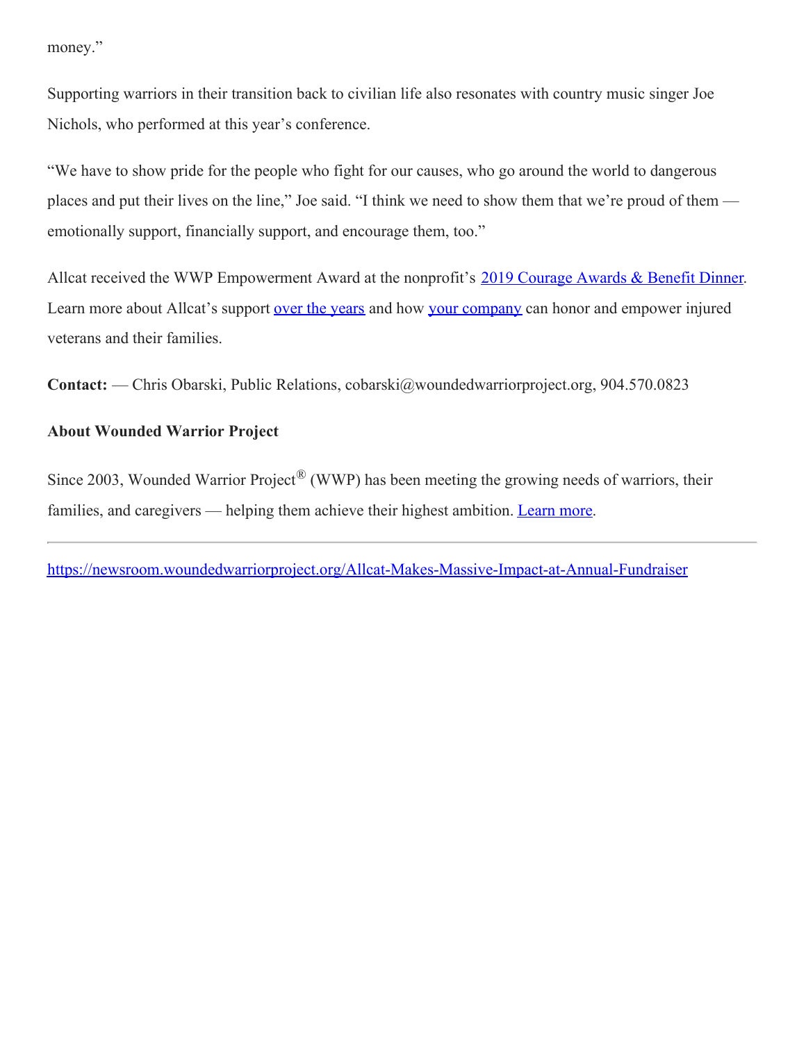money."

Supporting warriors in their transition back to civilian life also resonates with country music singer Joe Nichols, who performed at this year's conference.

"We have to show pride for the people who fight for our causes, who go around the world to dangerous places and put their lives on the line," Joe said. "I think we need to show them that we're proud of them — emotionally support, financially support, and encourage them, too."

Allcat received the WWP Empowerment Award at the nonprofit's 2019 Courage Awards & Benefit Dinner. Learn more about Allcat's support over the years and how your company can honor and empower injured veterans and their families.

**Contact:** — Chris Obarski, Public Relations, cobarski@woundedwarriorproject.org, 904.570.0823

**About Wounded Warrior Project**

Since 2003, Wounded Warrior Project® (WWP) has been meeting the growing needs of warriors, their families, and caregivers — helping them achieve their highest ambition. Learn more.

---

https://newsroom.woundedwarriorproject.org/Allcat-Makes-Massive-Impact-at-Annual-Fundraiser